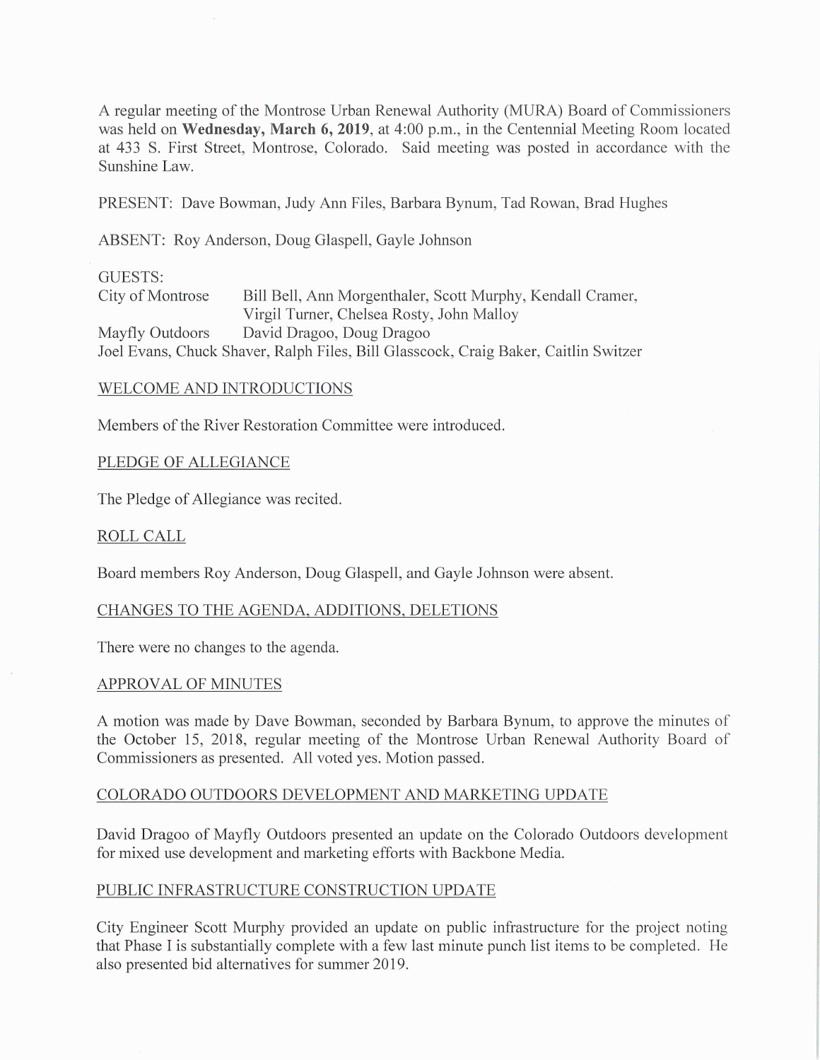A regular meeting of the Montrose Urban Renewal Authority (MURA) Board of Commissioners was held on **Wednesday, March 6, 2019**, at 4:00 p.m., in the Centennial Meeting Room located at 433 S. First Street, Montrose, Colorado. Said meeting was posted in accordance with the Sunshine Law.

PRESENT: Dave Bowman, Judy Ann Files, Barbara Bynum, Tad Rowan, Brad Hughes

ABSENT: Roy Anderson, Doug Glaspell, Gayle Johnson

GUESTS:
City of Montrose  Bill Bell, Ann Morgenthaler, Scott Murphy, Kendall Cramer, Virgil Turner, Chelsea Rosty, John Malloy
Mayfly Outdoors  David Dragoo, Doug Dragoo
Joel Evans, Chuck Shaver, Ralph Files, Bill Glasscock, Craig Baker, Caitlin Switzer

## WELCOME AND INTRODUCTIONS

Members of the River Restoration Committee were introduced.

## PLEDGE OF ALLEGIANCE

The Pledge of Allegiance was recited.

## ROLL CALL

Board members Roy Anderson, Doug Glaspell, and Gayle Johnson were absent.

## CHANGES TO THE AGENDA, ADDITIONS, DELETIONS

There were no changes to the agenda.

## APPROVAL OF MINUTES

A motion was made by Dave Bowman, seconded by Barbara Bynum, to approve the minutes of the October 15, 2018, regular meeting of the Montrose Urban Renewal Authority Board of Commissioners as presented. All voted yes. Motion passed.

## COLORADO OUTDOORS DEVELOPMENT AND MARKETING UPDATE

David Dragoo of Mayfly Outdoors presented an update on the Colorado Outdoors development for mixed use development and marketing efforts with Backbone Media.

## PUBLIC INFRASTRUCTURE CONSTRUCTION UPDATE

City Engineer Scott Murphy provided an update on public infrastructure for the project noting that Phase I is substantially complete with a few last minute punch list items to be completed. He also presented bid alternatives for summer 2019.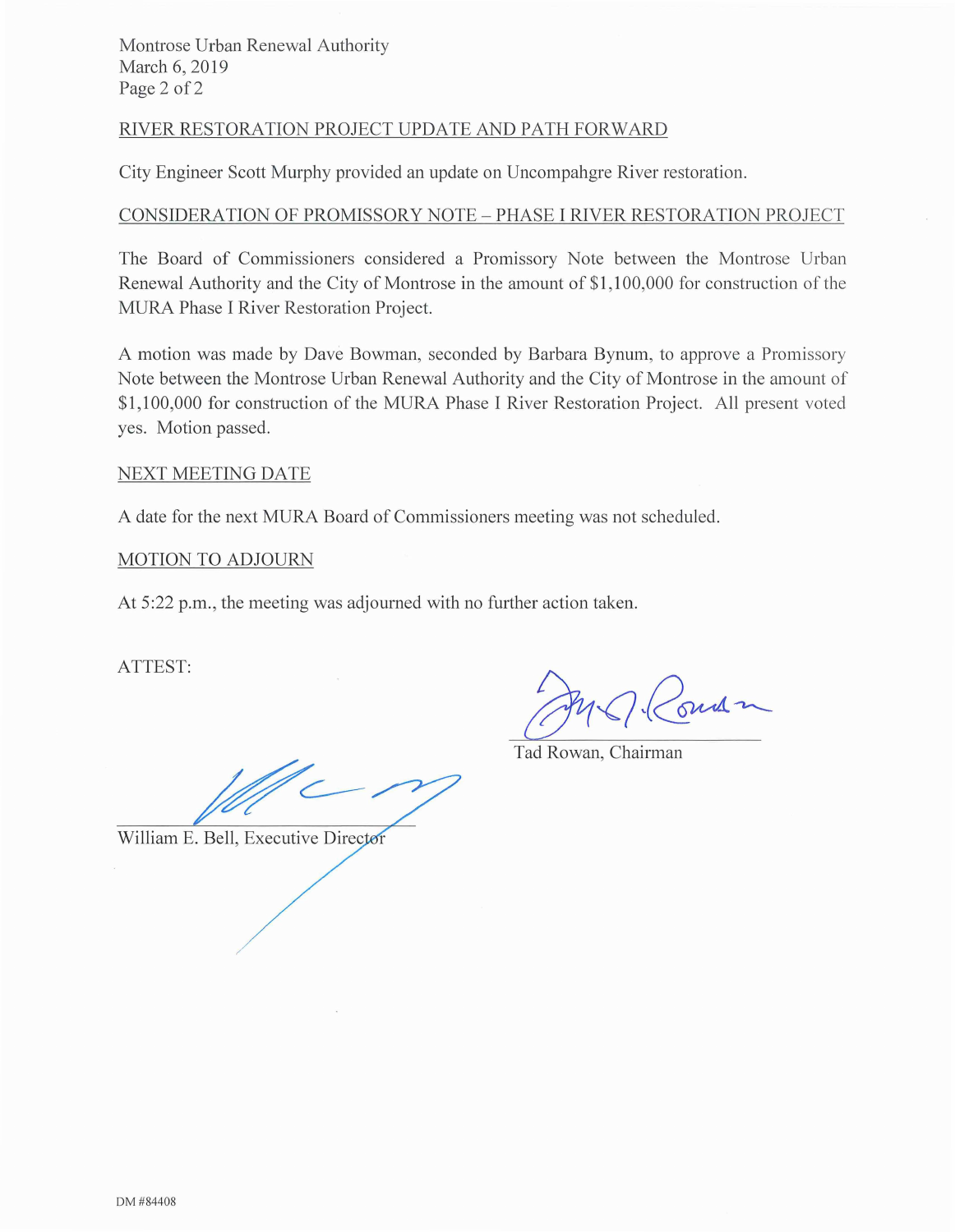## RIVER RESTORATION PROJECT UPDATE AND PATH FORWARD

City Engineer Scott Murphy provided an update on Uncompahgre River restoration.

## CONSIDERATION OF PROMISSORY NOTE – PHASE I RIVER RESTORATION PROJECT

The Board of Commissioners considered a Promissory Note between the Montrose Urban Renewal Authority and the City of Montrose in the amount of $1,100,000 for construction of the MURA Phase I River Restoration Project.

A motion was made by Dave Bowman, seconded by Barbara Bynum, to approve a Promissory Note between the Montrose Urban Renewal Authority and the City of Montrose in the amount of $1,100,000 for construction of the MURA Phase I River Restoration Project. All present voted yes. Motion passed.

## NEXT MEETING DATE

A date for the next MURA Board of Commissioners meeting was not scheduled.

## MOTION TO ADJOURN

At 5:22 p.m., the meeting was adjourned with no further action taken.

ATTEST:

Tad Rowan, Chairman

William E. Bell, Executive Director

DM #84408